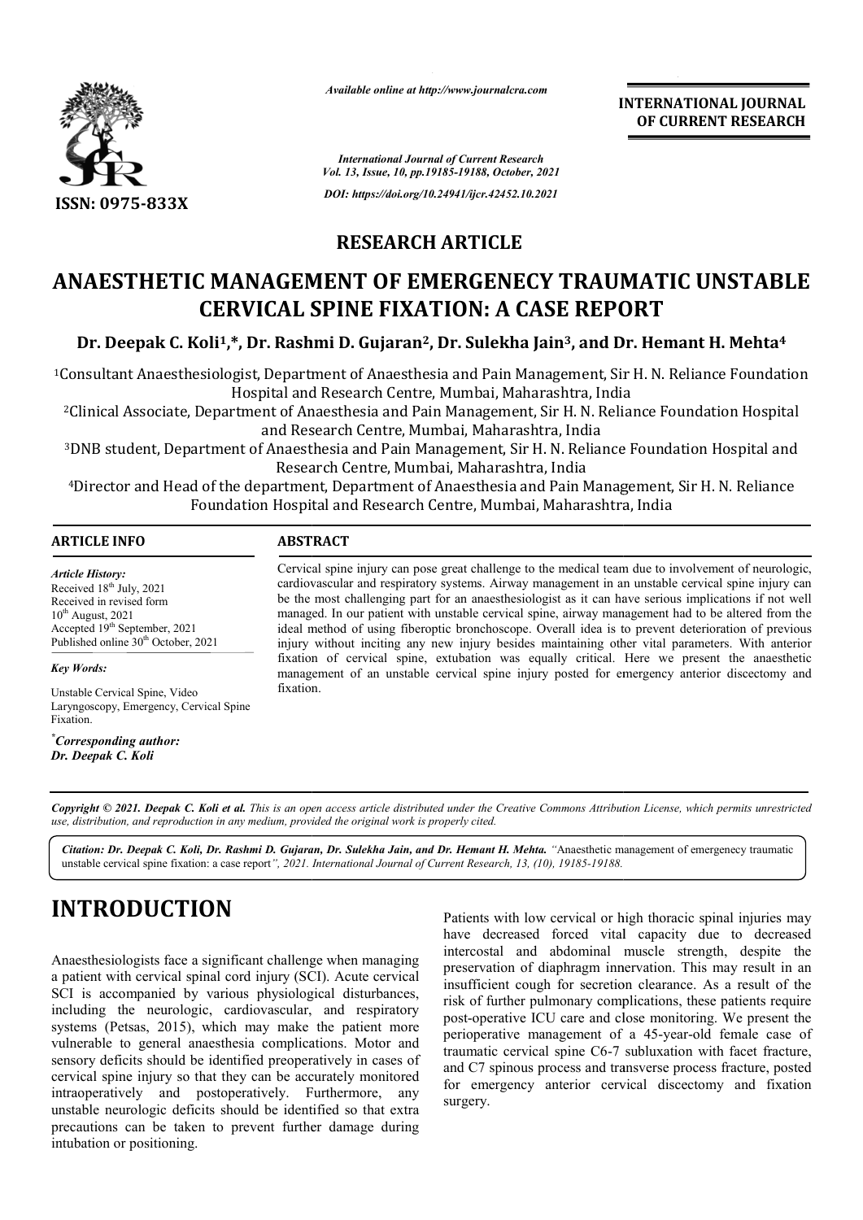Available online at http://www.journalcra.com

International Journal of Current Research
Vol. 13, Issue, 10, pp.19185-19188, October, 2021

DOI: https://doi.org/10.24941/ijcr.42452.10.2021

ISSN: 0975-833X

INTERNATIONAL JOURNAL OF CURRENT RESEARCH

## RESEARCH ARTICLE

# ANAESTHETIC MANAGEMENT OF EMERGENECY TRAUMATIC UNSTABLE CERVICAL SPINE FIXATION: A CASE REPORT

**Dr. Deepak C. Koli[1,*], Dr. Rashmi D. Gujaran[2], Dr. Sulekha Jain[3], and Dr. Hemant H. Mehta[4]**

[1]Consultant Anaesthesiologist, Department of Anaesthesia and Pain Management, Sir H. N. Reliance Foundation Hospital and Research Centre, Mumbai, Maharashtra, India

[2]Clinical Associate, Department of Anaesthesia and Pain Management, Sir H. N. Reliance Foundation Hospital and Research Centre, Mumbai, Maharashtra, India

[3]DNB student, Department of Anaesthesia and Pain Management, Sir H. N. Reliance Foundation Hospital and Research Centre, Mumbai, Maharashtra, India

[4]Director and Head of the department, Department of Anaesthesia and Pain Management, Sir H. N. Reliance Foundation Hospital and Research Centre, Mumbai, Maharashtra, India

### ARTICLE INFO

*Article History:*
Received 18[th] July, 2021
Received in revised form
10[th] August, 2021
Accepted 19[th] September, 2021
Published online 30[th] October, 2021

*Key Words:*

Unstable Cervical Spine, Video Laryngoscopy, Emergency, Cervical Spine Fixation.

*Corresponding author:*
*Dr. Deepak C. Koli*

### ABSTRACT

Cervical spine injury can pose great challenge to the medical team due to involvement of neurologic, cardiovascular and respiratory systems. Airway management in an unstable cervical spine injury can be the most challenging part for an anaesthesiologist as it can have serious implications if not well managed. In our patient with unstable cervical spine, airway management had to be altered from the ideal method of using fiberoptic bronchoscope. Overall idea is to prevent deterioration of previous injury without inciting any new injury besides maintaining other vital parameters. With anterior fixation of cervical spine, extubation was equally critical. Here we present the anaesthetic management of an unstable cervical spine injury posted for emergency anterior discectomy and fixation.

*Copyright © 2021. Deepak C. Koli et al. This is an open access article distributed under the Creative Commons Attribution License, which permits unrestricted use, distribution, and reproduction in any medium, provided the original work is properly cited.*

*Citation: Dr. Deepak C. Koli, Dr. Rashmi D. Gujaran, Dr. Sulekha Jain, and Dr. Hemant H. Mehta.* "Anaesthetic management of emergenecy traumatic unstable cervical spine fixation: a case report*", 2021. International Journal of Current Research, 13, (10), 19185-19188.*

# INTRODUCTION

Anaesthesiologists face a significant challenge when managing a patient with cervical spinal cord injury (SCI). Acute cervical SCI is accompanied by various physiological disturbances, including the neurologic, cardiovascular, and respiratory systems (Petsas, 2015), which may make the patient more vulnerable to general anaesthesia complications. Motor and sensory deficits should be identified preoperatively in cases of cervical spine injury so that they can be accurately monitored intraoperatively and postoperatively. Furthermore, any unstable neurologic deficits should be identified so that extra precautions can be taken to prevent further damage during intubation or positioning.

Patients with low cervical or high thoracic spinal injuries may have decreased forced vital capacity due to decreased intercostal and abdominal muscle strength, despite the preservation of diaphragm innervation. This may result in an insufficient cough for secretion clearance. As a result of the risk of further pulmonary complications, these patients require post-operative ICU care and close monitoring. We present the perioperative management of a 45-year-old female case of traumatic cervical spine C6-7 subluxation with facet fracture, and C7 spinous process and transverse process fracture, posted for emergency anterior cervical discectomy and fixation surgery.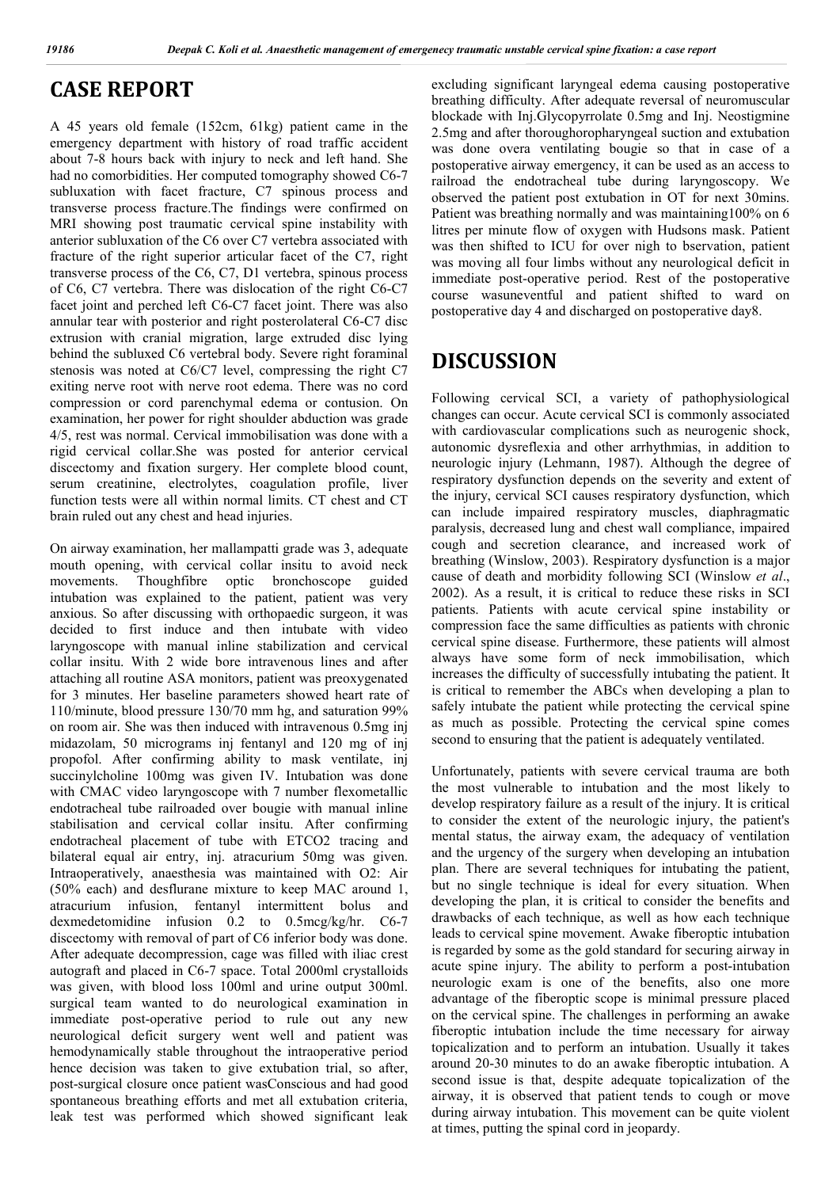## CASE REPORT

A 45 years old female (152cm, 61kg) patient came in the emergency department with history of road traffic accident about 7-8 hours back with injury to neck and left hand. She had no comorbidities. Her computed tomography showed C6-7 subluxation with facet fracture, C7 spinous process and transverse process fracture.The findings were confirmed on MRI showing post traumatic cervical spine instability with anterior subluxation of the C6 over C7 vertebra associated with fracture of the right superior articular facet of the C7, right transverse process of the C6, C7, D1 vertebra, spinous process of C6, C7 vertebra. There was dislocation of the right C6-C7 facet joint and perched left C6-C7 facet joint. There was also annular tear with posterior and right posterolateral C6-C7 disc extrusion with cranial migration, large extruded disc lying behind the subluxed C6 vertebral body. Severe right foraminal stenosis was noted at C6/C7 level, compressing the right C7 exiting nerve root with nerve root edema. There was no cord compression or cord parenchymal edema or contusion. On examination, her power for right shoulder abduction was grade 4/5, rest was normal. Cervical immobilisation was done with a rigid cervical collar.She was posted for anterior cervical discectomy and fixation surgery. Her complete blood count, serum creatinine, electrolytes, coagulation profile, liver function tests were all within normal limits. CT chest and CT brain ruled out any chest and head injuries.

On airway examination, her mallampatti grade was 3, adequate mouth opening, with cervical collar insitu to avoid neck movements. Thoughfibre optic bronchoscope guided intubation was explained to the patient, patient was very anxious. So after discussing with orthopaedic surgeon, it was decided to first induce and then intubate with video laryngoscope with manual inline stabilization and cervical collar insitu. With 2 wide bore intravenous lines and after attaching all routine ASA monitors, patient was preoxygenated for 3 minutes. Her baseline parameters showed heart rate of 110/minute, blood pressure 130/70 mm hg, and saturation 99% on room air. She was then induced with intravenous 0.5mg inj midazolam, 50 micrograms inj fentanyl and 120 mg of inj propofol. After confirming ability to mask ventilate, inj succinylcholine 100mg was given IV. Intubation was done with CMAC video laryngoscope with 7 number flexometallic endotracheal tube railroaded over bougie with manual inline stabilisation and cervical collar insitu. After confirming endotracheal placement of tube with ETCO2 tracing and bilateral equal air entry, inj. atracurium 50mg was given. Intraoperatively, anaesthesia was maintained with O2: Air (50% each) and desflurane mixture to keep MAC around 1, atracurium infusion, fentanyl intermittent bolus and dexmedetomidine infusion 0.2 to 0.5mcg/kg/hr. C6-7 discectomy with removal of part of C6 inferior body was done. After adequate decompression, cage was filled with iliac crest autograft and placed in C6-7 space. Total 2000ml crystalloids was given, with blood loss 100ml and urine output 300ml. surgical team wanted to do neurological examination in immediate post-operative period to rule out any new neurological deficit surgery went well and patient was hemodynamically stable throughout the intraoperative period hence decision was taken to give extubation trial, so after, post-surgical closure once patient wasConscious and had good spontaneous breathing efforts and met all extubation criteria, leak test was performed which showed significant leak excluding significant laryngeal edema causing postoperative breathing difficulty. After adequate reversal of neuromuscular blockade with Inj.Glycopyrrolate 0.5mg and Inj. Neostigmine 2.5mg and after thoroughoropharyngeal suction and extubation was done overa ventilating bougie so that in case of a postoperative airway emergency, it can be used as an access to railroad the endotracheal tube during laryngoscopy. We observed the patient post extubation in OT for next 30mins. Patient was breathing normally and was maintaining100% on 6 litres per minute flow of oxygen with Hudsons mask. Patient was then shifted to ICU for over nigh to bservation, patient was moving all four limbs without any neurological deficit in immediate post-operative period. Rest of the postoperative course wasuneventful and patient shifted to ward on postoperative day 4 and discharged on postoperative day8.

## DISCUSSION

Following cervical SCI, a variety of pathophysiological changes can occur. Acute cervical SCI is commonly associated with cardiovascular complications such as neurogenic shock, autonomic dysreflexia and other arrhythmias, in addition to neurologic injury (Lehmann, 1987). Although the degree of respiratory dysfunction depends on the severity and extent of the injury, cervical SCI causes respiratory dysfunction, which can include impaired respiratory muscles, diaphragmatic paralysis, decreased lung and chest wall compliance, impaired cough and secretion clearance, and increased work of breathing (Winslow, 2003). Respiratory dysfunction is a major cause of death and morbidity following SCI (Winslow *et al*., 2002). As a result, it is critical to reduce these risks in SCI patients. Patients with acute cervical spine instability or compression face the same difficulties as patients with chronic cervical spine disease. Furthermore, these patients will almost always have some form of neck immobilisation, which increases the difficulty of successfully intubating the patient. It is critical to remember the ABCs when developing a plan to safely intubate the patient while protecting the cervical spine as much as possible. Protecting the cervical spine comes second to ensuring that the patient is adequately ventilated.

Unfortunately, patients with severe cervical trauma are both the most vulnerable to intubation and the most likely to develop respiratory failure as a result of the injury. It is critical to consider the extent of the neurologic injury, the patient's mental status, the airway exam, the adequacy of ventilation and the urgency of the surgery when developing an intubation plan. There are several techniques for intubating the patient, but no single technique is ideal for every situation. When developing the plan, it is critical to consider the benefits and drawbacks of each technique, as well as how each technique leads to cervical spine movement. Awake fiberoptic intubation is regarded by some as the gold standard for securing airway in acute spine injury. The ability to perform a post-intubation neurologic exam is one of the benefits, also one more advantage of the fiberoptic scope is minimal pressure placed on the cervical spine. The challenges in performing an awake fiberoptic intubation include the time necessary for airway topicalization and to perform an intubation. Usually it takes around 20-30 minutes to do an awake fiberoptic intubation. A second issue is that, despite adequate topicalization of the airway, it is observed that patient tends to cough or move during airway intubation. This movement can be quite violent at times, putting the spinal cord in jeopardy.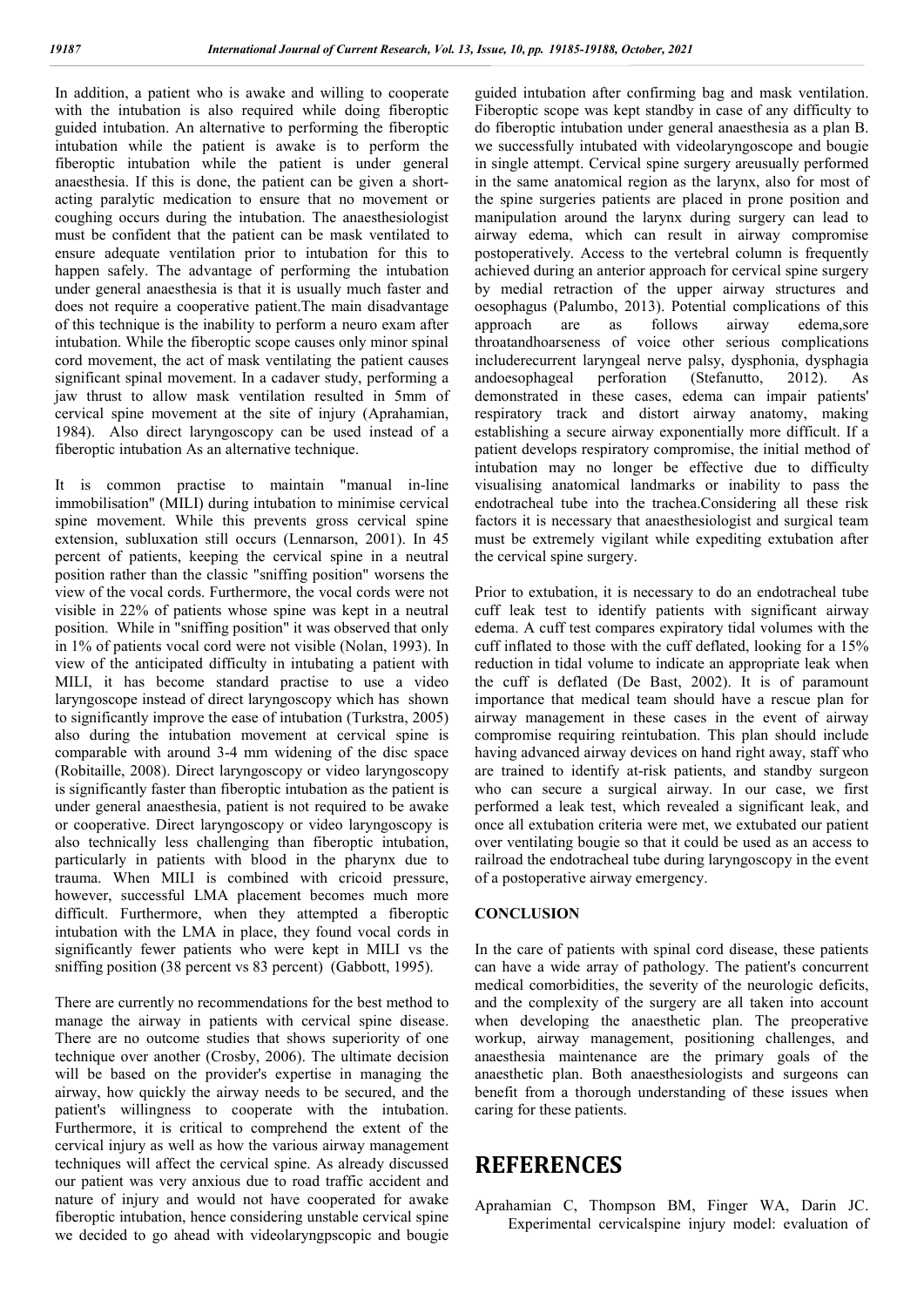In addition, a patient who is awake and willing to cooperate with the intubation is also required while doing fiberoptic guided intubation. An alternative to performing the fiberoptic intubation while the patient is awake is to perform the fiberoptic intubation while the patient is under general anaesthesia. If this is done, the patient can be given a short-acting paralytic medication to ensure that no movement or coughing occurs during the intubation. The anaesthesiologist must be confident that the patient can be mask ventilated to ensure adequate ventilation prior to intubation for this to happen safely. The advantage of performing the intubation under general anaesthesia is that it is usually much faster and does not require a cooperative patient.The main disadvantage of this technique is the inability to perform a neuro exam after intubation. While the fiberoptic scope causes only minor spinal cord movement, the act of mask ventilating the patient causes significant spinal movement. In a cadaver study, performing a jaw thrust to allow mask ventilation resulted in 5mm of cervical spine movement at the site of injury (Aprahamian, 1984). Also direct laryngoscopy can be used instead of a fiberoptic intubation As an alternative technique.

It is common practise to maintain "manual in-line immobilisation" (MILI) during intubation to minimise cervical spine movement. While this prevents gross cervical spine extension, subluxation still occurs (Lennarson, 2001). In 45 percent of patients, keeping the cervical spine in a neutral position rather than the classic "sniffing position" worsens the view of the vocal cords. Furthermore, the vocal cords were not visible in 22% of patients whose spine was kept in a neutral position. While in "sniffing position" it was observed that only in 1% of patients vocal cord were not visible (Nolan, 1993). In view of the anticipated difficulty in intubating a patient with MILI, it has become standard practise to use a video laryngoscope instead of direct laryngoscopy which has shown to significantly improve the ease of intubation (Turkstra, 2005) also during the intubation movement at cervical spine is comparable with around 3-4 mm widening of the disc space (Robitaille, 2008). Direct laryngoscopy or video laryngoscopy is significantly faster than fiberoptic intubation as the patient is under general anaesthesia, patient is not required to be awake or cooperative. Direct laryngoscopy or video laryngoscopy is also technically less challenging than fiberoptic intubation, particularly in patients with blood in the pharynx due to trauma. When MILI is combined with cricoid pressure, however, successful LMA placement becomes much more difficult. Furthermore, when they attempted a fiberoptic intubation with the LMA in place, they found vocal cords in significantly fewer patients who were kept in MILI vs the sniffing position (38 percent vs 83 percent) (Gabbott, 1995).

There are currently no recommendations for the best method to manage the airway in patients with cervical spine disease. There are no outcome studies that shows superiority of one technique over another (Crosby, 2006). The ultimate decision will be based on the provider's expertise in managing the airway, how quickly the airway needs to be secured, and the patient's willingness to cooperate with the intubation. Furthermore, it is critical to comprehend the extent of the cervical injury as well as how the various airway management techniques will affect the cervical spine. As already discussed our patient was very anxious due to road traffic accident and nature of injury and would not have cooperated for awake fiberoptic intubation, hence considering unstable cervical spine we decided to go ahead with videolaryngpscopic and bougie guided intubation after confirming bag and mask ventilation. Fiberoptic scope was kept standby in case of any difficulty to do fiberoptic intubation under general anaesthesia as a plan B. we successfully intubated with videolaryngoscope and bougie in single attempt. Cervical spine surgery areusually performed in the same anatomical region as the larynx, also for most of the spine surgeries patients are placed in prone position and manipulation around the larynx during surgery can lead to airway edema, which can result in airway compromise postoperatively. Access to the vertebral column is frequently achieved during an anterior approach for cervical spine surgery by medial retraction of the upper airway structures and oesophagus (Palumbo, 2013). Potential complications of this approach are as follows airway edema,sore throatandhoarseness of voice other serious complications includerecurrent laryngeal nerve palsy, dysphonia, dysphagia andoesophageal perforation (Stefanutto, 2012). As demonstrated in these cases, edema can impair patients' respiratory track and distort airway anatomy, making establishing a secure airway exponentially more difficult. If a patient develops respiratory compromise, the initial method of intubation may no longer be effective due to difficulty visualising anatomical landmarks or inability to pass the endotracheal tube into the trachea.Considering all these risk factors it is necessary that anaesthesiologist and surgical team must be extremely vigilant while expediting extubation after the cervical spine surgery.

Prior to extubation, it is necessary to do an endotracheal tube cuff leak test to identify patients with significant airway edema. A cuff test compares expiratory tidal volumes with the cuff inflated to those with the cuff deflated, looking for a 15% reduction in tidal volume to indicate an appropriate leak when the cuff is deflated (De Bast, 2002). It is of paramount importance that medical team should have a rescue plan for airway management in these cases in the event of airway compromise requiring reintubation. This plan should include having advanced airway devices on hand right away, staff who are trained to identify at-risk patients, and standby surgeon who can secure a surgical airway. In our case, we first performed a leak test, which revealed a significant leak, and once all extubation criteria were met, we extubated our patient over ventilating bougie so that it could be used as an access to railroad the endotracheal tube during laryngoscopy in the event of a postoperative airway emergency.

## CONCLUSION

In the care of patients with spinal cord disease, these patients can have a wide array of pathology. The patient's concurrent medical comorbidities, the severity of the neurologic deficits, and the complexity of the surgery are all taken into account when developing the anaesthetic plan. The preoperative workup, airway management, positioning challenges, and anaesthesia maintenance are the primary goals of the anaesthetic plan. Both anaesthesiologists and surgeons can benefit from a thorough understanding of these issues when caring for these patients.

# REFERENCES

Aprahamian C, Thompson BM, Finger WA, Darin JC. Experimental cervicalspine injury model: evaluation of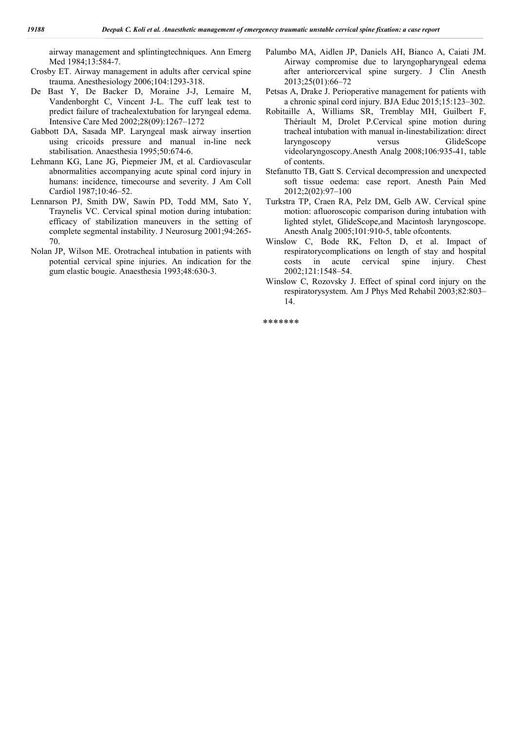airway management and splintingtechniques. Ann Emerg Med 1984;13:584-7.

Crosby ET. Airway management in adults after cervical spine trauma. Anesthesiology 2006;104:1293-318.

De Bast Y, De Backer D, Moraine J-J, Lemaire M, Vandenborght C, Vincent J-L. The cuff leak test to predict failure of trachealextubation for laryngeal edema. Intensive Care Med 2002;28(09):1267–1272

Gabbott DA, Sasada MP. Laryngeal mask airway insertion using cricoids pressure and manual in-line neck stabilisation. Anaesthesia 1995;50:674-6.

Lehmann KG, Lane JG, Piepmeier JM, et al. Cardiovascular abnormalities accompanying acute spinal cord injury in humans: incidence, timecourse and severity. J Am Coll Cardiol 1987;10:46–52.

Lennarson PJ, Smith DW, Sawin PD, Todd MM, Sato Y, Traynelis VC. Cervical spinal motion during intubation: efficacy of stabilization maneuvers in the setting of complete segmental instability. J Neurosurg 2001;94:265-70.

Nolan JP, Wilson ME. Orotracheal intubation in patients with potential cervical spine injuries. An indication for the gum elastic bougie. Anaesthesia 1993;48:630-3.

Palumbo MA, Aidlen JP, Daniels AH, Bianco A, Caiati JM. Airway compromise due to laryngopharyngeal edema after anteriorcervical spine surgery. J Clin Anesth 2013;25(01):66–72

Petsas A, Drake J. Perioperative management for patients with a chronic spinal cord injury. BJA Educ 2015;15:123–302.

Robitaille A, Williams SR, Tremblay MH, Guilbert F, Thériault M, Drolet P.Cervical spine motion during tracheal intubation with manual in-linestabilization: direct laryngoscopy versus GlideScope videolaryngoscopy.Anesth Analg 2008;106:935-41, table of contents.

Stefanutto TB, Gatt S. Cervical decompression and unexpected soft tissue oedema: case report. Anesth Pain Med 2012;2(02):97–100

Turkstra TP, Craen RA, Pelz DM, Gelb AW. Cervical spine motion: afluoroscopic comparison during intubation with lighted stylet, GlideScope,and Macintosh laryngoscope. Anesth Analg 2005;101:910-5, table ofcontents.

Winslow C, Bode RK, Felton D, et al. Impact of respiratorycomplications on length of stay and hospital costs in acute cervical spine injury. Chest 2002;121:1548–54.

Winslow C, Rozovsky J. Effect of spinal cord injury on the respiratorysystem. Am J Phys Med Rehabil 2003;82:803–14.

*******